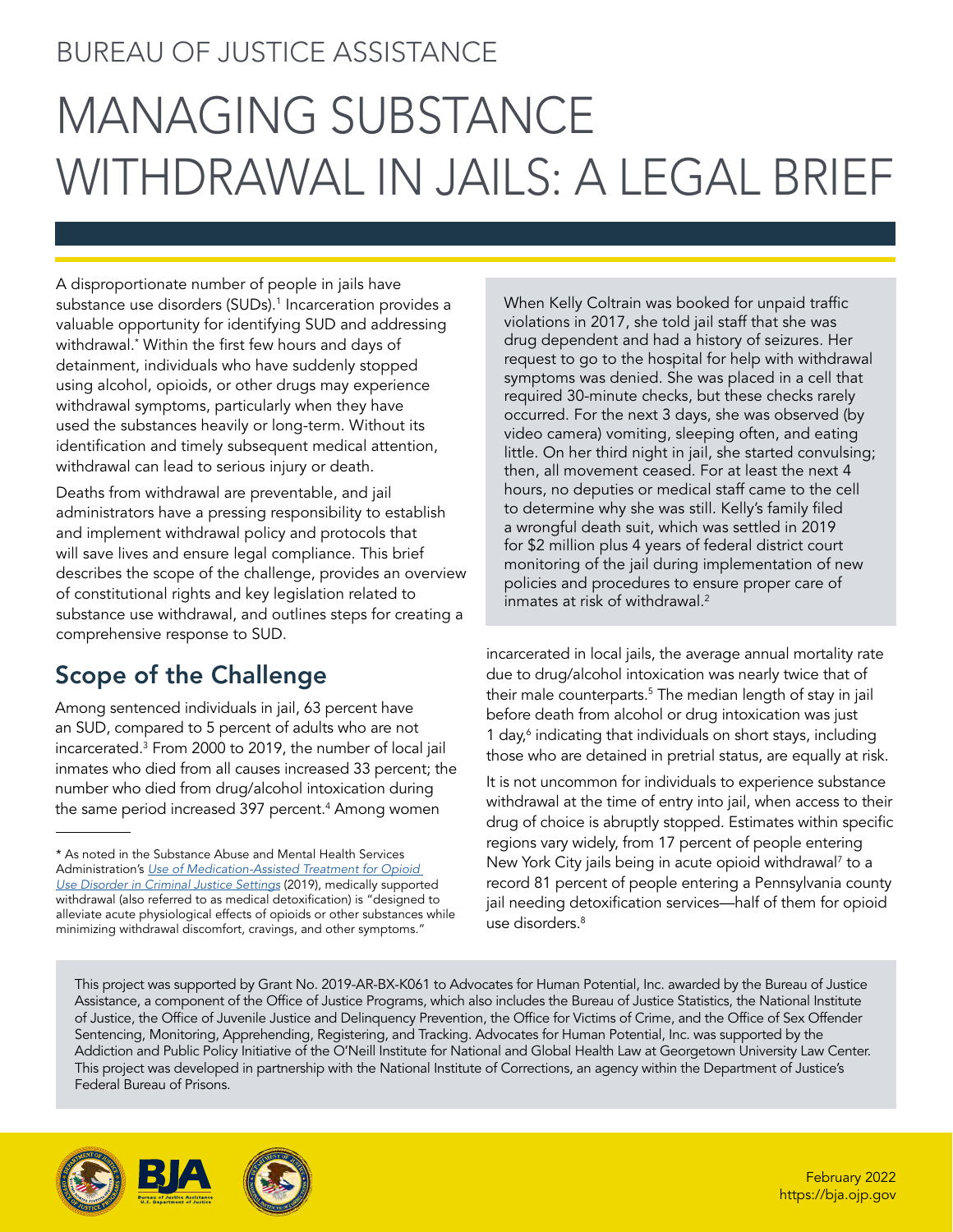BUREAU OF JUSTICE ASSISTANCE

# MANAGING SUBSTANCE WITHDRAWAL IN JAILS: A LEGAL BRIEF

A disproportionate number of people in jails have substance use disorders (SUDs).[1] Incarceration provides a valuable opportunity for identifying SUD and addressing withdrawal.* Within the first few hours and days of detainment, individuals who have suddenly stopped using alcohol, opioids, or other drugs may experience withdrawal symptoms, particularly when they have used the substances heavily or long-term. Without its identification and timely subsequent medical attention, withdrawal can lead to serious injury or death.

Deaths from withdrawal are preventable, and jail administrators have a pressing responsibility to establish and implement withdrawal policy and protocols that will save lives and ensure legal compliance. This brief describes the scope of the challenge, provides an overview of constitutional rights and key legislation related to substance use withdrawal, and outlines steps for creating a comprehensive response to SUD.

> When Kelly Coltrain was booked for unpaid traffic violations in 2017, she told jail staff that she was drug dependent and had a history of seizures. Her request to go to the hospital for help with withdrawal symptoms was denied. She was placed in a cell that required 30-minute checks, but these checks rarely occurred. For the next 3 days, she was observed (by video camera) vomiting, sleeping often, and eating little. On her third night in jail, she started convulsing; then, all movement ceased. For at least the next 4 hours, no deputies or medical staff came to the cell to determine why she was still. Kelly's family filed a wrongful death suit, which was settled in 2019 for $2 million plus 4 years of federal district court monitoring of the jail during implementation of new policies and procedures to ensure proper care of inmates at risk of withdrawal.[2]

## Scope of the Challenge

Among sentenced individuals in jail, 63 percent have an SUD, compared to 5 percent of adults who are not incarcerated.[3] From 2000 to 2019, the number of local jail inmates who died from all causes increased 33 percent; the number who died from drug/alcohol intoxication during the same period increased 397 percent.[4] Among women incarcerated in local jails, the average annual mortality rate due to drug/alcohol intoxication was nearly twice that of their male counterparts.[5] The median length of stay in jail before death from alcohol or drug intoxication was just 1 day,[6] indicating that individuals on short stays, including those who are detained in pretrial status, are equally at risk.

It is not uncommon for individuals to experience substance withdrawal at the time of entry into jail, when access to their drug of choice is abruptly stopped. Estimates within specific regions vary widely, from 17 percent of people entering New York City jails being in acute opioid withdrawal[7] to a record 81 percent of people entering a Pennsylvania county jail needing detoxification services—half of them for opioid use disorders.[8]

* As noted in the Substance Abuse and Mental Health Services Administration's *Use of Medication-Assisted Treatment for Opioid Use Disorder in Criminal Justice Settings* (2019), medically supported withdrawal (also referred to as medical detoxification) is "designed to alleviate acute physiological effects of opioids or other substances while minimizing withdrawal discomfort, cravings, and other symptoms."

This project was supported by Grant No. 2019-AR-BX-K061 to Advocates for Human Potential, Inc. awarded by the Bureau of Justice Assistance, a component of the Office of Justice Programs, which also includes the Bureau of Justice Statistics, the National Institute of Justice, the Office of Juvenile Justice and Delinquency Prevention, the Office for Victims of Crime, and the Office of Sex Offender Sentencing, Monitoring, Apprehending, Registering, and Tracking. Advocates for Human Potential, Inc. was supported by the Addiction and Public Policy Initiative of the O'Neill Institute for National and Global Health Law at Georgetown University Law Center. This project was developed in partnership with the National Institute of Corrections, an agency within the Department of Justice's Federal Bureau of Prisons.

February 2022
https://bja.ojp.gov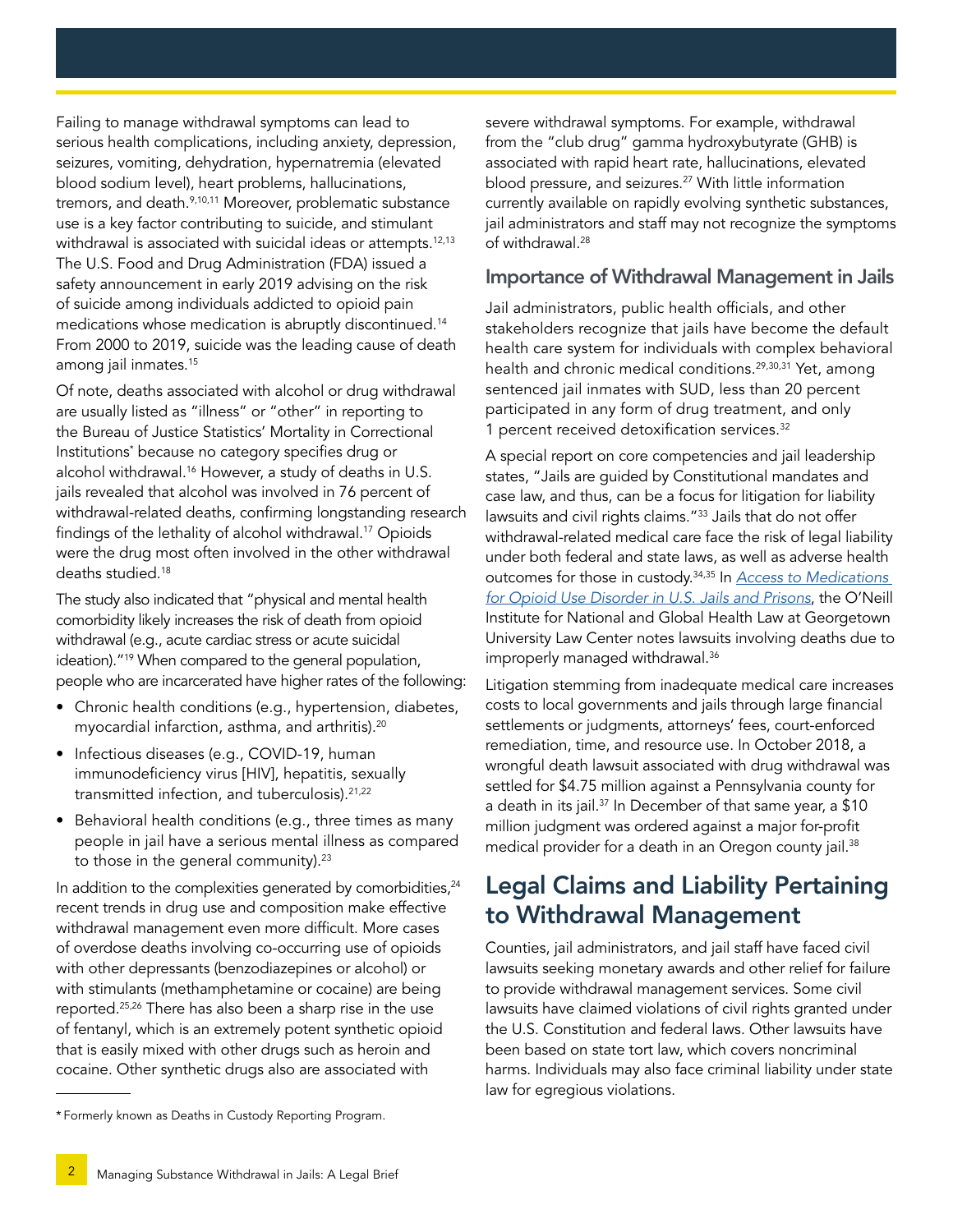Failing to manage withdrawal symptoms can lead to serious health complications, including anxiety, depression, seizures, vomiting, dehydration, hypernatremia (elevated blood sodium level), heart problems, hallucinations, tremors, and death.[9,10,11] Moreover, problematic substance use is a key factor contributing to suicide, and stimulant withdrawal is associated with suicidal ideas or attempts.[12,13] The U.S. Food and Drug Administration (FDA) issued a safety announcement in early 2019 advising on the risk of suicide among individuals addicted to opioid pain medications whose medication is abruptly discontinued.[14] From 2000 to 2019, suicide was the leading cause of death among jail inmates.[15]

Of note, deaths associated with alcohol or drug withdrawal are usually listed as "illness" or "other" in reporting to the Bureau of Justice Statistics' Mortality in Correctional Institutions* because no category specifies drug or alcohol withdrawal.[16] However, a study of deaths in U.S. jails revealed that alcohol was involved in 76 percent of withdrawal-related deaths, confirming longstanding research findings of the lethality of alcohol withdrawal.[17] Opioids were the drug most often involved in the other withdrawal deaths studied.[18]

The study also indicated that "physical and mental health comorbidity likely increases the risk of death from opioid withdrawal (e.g., acute cardiac stress or acute suicidal ideation)."[19] When compared to the general population, people who are incarcerated have higher rates of the following:

- Chronic health conditions (e.g., hypertension, diabetes, myocardial infarction, asthma, and arthritis).[20]
- Infectious diseases (e.g., COVID-19, human immunodeficiency virus [HIV], hepatitis, sexually transmitted infection, and tuberculosis).[21,22]
- Behavioral health conditions (e.g., three times as many people in jail have a serious mental illness as compared to those in the general community).[23]

In addition to the complexities generated by comorbidities,[24] recent trends in drug use and composition make effective withdrawal management even more difficult. More cases of overdose deaths involving co-occurring use of opioids with other depressants (benzodiazepines or alcohol) or with stimulants (methamphetamine or cocaine) are being reported.[25,26] There has also been a sharp rise in the use of fentanyl, which is an extremely potent synthetic opioid that is easily mixed with other drugs such as heroin and cocaine. Other synthetic drugs also are associated with severe withdrawal symptoms. For example, withdrawal from the "club drug" gamma hydroxybutyrate (GHB) is associated with rapid heart rate, hallucinations, elevated blood pressure, and seizures.[27] With little information currently available on rapidly evolving synthetic substances, jail administrators and staff may not recognize the symptoms of withdrawal.[28]

### Importance of Withdrawal Management in Jails

Jail administrators, public health officials, and other stakeholders recognize that jails have become the default health care system for individuals with complex behavioral health and chronic medical conditions.[29,30,31] Yet, among sentenced jail inmates with SUD, less than 20 percent participated in any form of drug treatment, and only 1 percent received detoxification services.[32]

A special report on core competencies and jail leadership states, "Jails are guided by Constitutional mandates and case law, and thus, can be a focus for litigation for liability lawsuits and civil rights claims."[33] Jails that do not offer withdrawal-related medical care face the risk of legal liability under both federal and state laws, as well as adverse health outcomes for those in custody.[34,35] In *Access to Medications for Opioid Use Disorder in U.S. Jails and Prisons*, the O'Neill Institute for National and Global Health Law at Georgetown University Law Center notes lawsuits involving deaths due to improperly managed withdrawal.[36]

Litigation stemming from inadequate medical care increases costs to local governments and jails through large financial settlements or judgments, attorneys' fees, court-enforced remediation, time, and resource use. In October 2018, a wrongful death lawsuit associated with drug withdrawal was settled for $4.75 million against a Pennsylvania county for a death in its jail.[37] In December of that same year, a $10 million judgment was ordered against a major for-profit medical provider for a death in an Oregon county jail.[38]

## Legal Claims and Liability Pertaining to Withdrawal Management

Counties, jail administrators, and jail staff have faced civil lawsuits seeking monetary awards and other relief for failure to provide withdrawal management services. Some civil lawsuits have claimed violations of civil rights granted under the U.S. Constitution and federal laws. Other lawsuits have been based on state tort law, which covers noncriminal harms. Individuals may also face criminal liability under state law for egregious violations.

---

\* Formerly known as Deaths in Custody Reporting Program.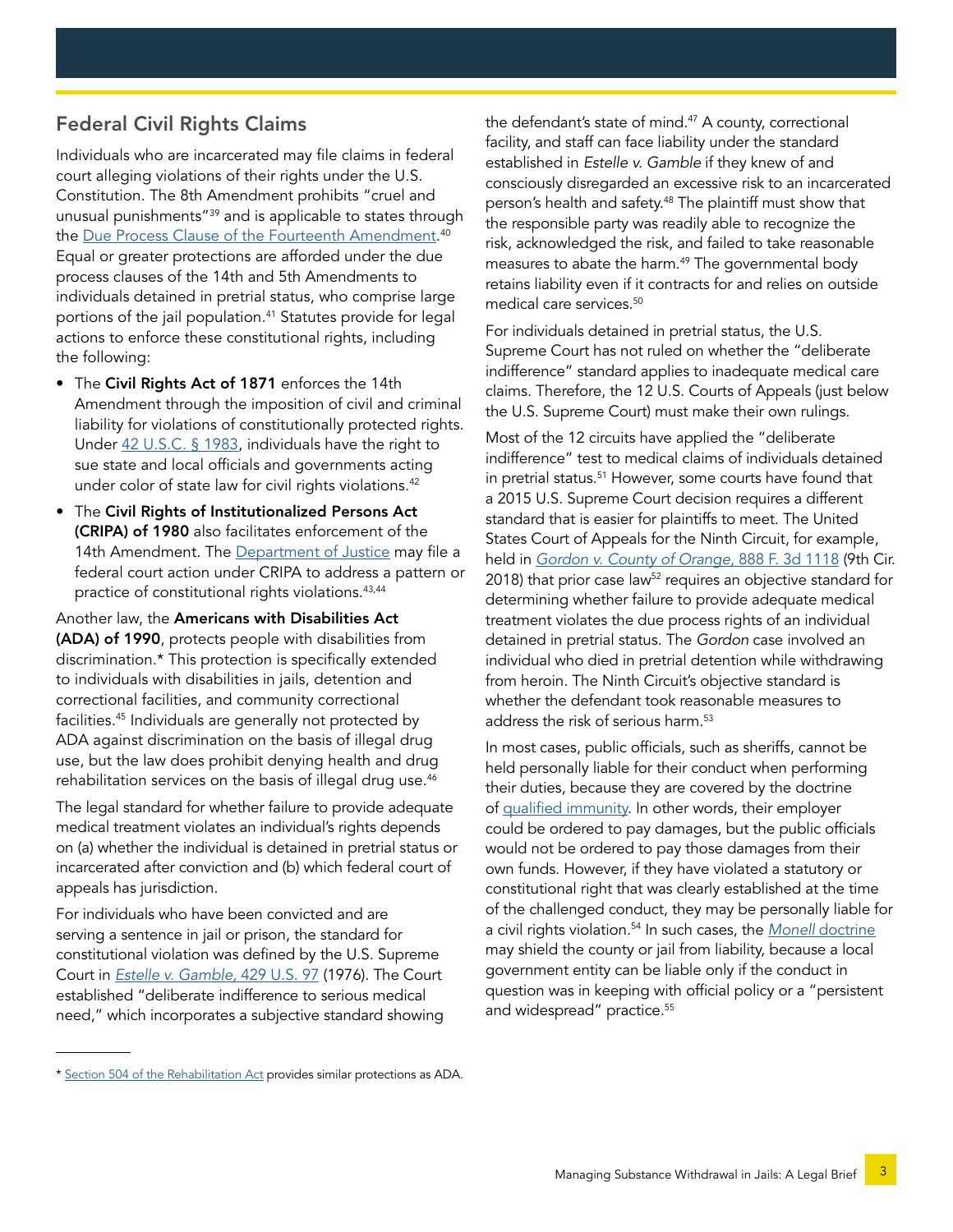## Federal Civil Rights Claims

Individuals who are incarcerated may file claims in federal court alleging violations of their rights under the U.S. Constitution. The 8th Amendment prohibits "cruel and unusual punishments"[39] and is applicable to states through the Due Process Clause of the Fourteenth Amendment.[40] Equal or greater protections are afforded under the due process clauses of the 14th and 5th Amendments to individuals detained in pretrial status, who comprise large portions of the jail population.[41] Statutes provide for legal actions to enforce these constitutional rights, including the following:

- The **Civil Rights Act of 1871** enforces the 14th Amendment through the imposition of civil and criminal liability for violations of constitutionally protected rights. Under 42 U.S.C. § 1983, individuals have the right to sue state and local officials and governments acting under color of state law for civil rights violations.[42]
- The **Civil Rights of Institutionalized Persons Act (CRIPA) of 1980** also facilitates enforcement of the 14th Amendment. The Department of Justice may file a federal court action under CRIPA to address a pattern or practice of constitutional rights violations.[43,44]

Another law, the **Americans with Disabilities Act (ADA) of 1990**, protects people with disabilities from discrimination.* This protection is specifically extended to individuals with disabilities in jails, detention and correctional facilities, and community correctional facilities.[45] Individuals are generally not protected by ADA against discrimination on the basis of illegal drug use, but the law does prohibit denying health and drug rehabilitation services on the basis of illegal drug use.[46]

The legal standard for whether failure to provide adequate medical treatment violates an individual's rights depends on (a) whether the individual is detained in pretrial status or incarcerated after conviction and (b) which federal court of appeals has jurisdiction.

For individuals who have been convicted and are serving a sentence in jail or prison, the standard for constitutional violation was defined by the U.S. Supreme Court in *Estelle v. Gamble*, 429 U.S. 97 (1976). The Court established "deliberate indifference to serious medical need," which incorporates a subjective standard showing the defendant's state of mind.[47] A county, correctional facility, and staff can face liability under the standard established in *Estelle v. Gamble* if they knew of and consciously disregarded an excessive risk to an incarcerated person's health and safety.[48] The plaintiff must show that the responsible party was readily able to recognize the risk, acknowledged the risk, and failed to take reasonable measures to abate the harm.[49] The governmental body retains liability even if it contracts for and relies on outside medical care services.[50]

For individuals detained in pretrial status, the U.S. Supreme Court has not ruled on whether the "deliberate indifference" standard applies to inadequate medical care claims. Therefore, the 12 U.S. Courts of Appeals (just below the U.S. Supreme Court) must make their own rulings.

Most of the 12 circuits have applied the "deliberate indifference" test to medical claims of individuals detained in pretrial status.[51] However, some courts have found that a 2015 U.S. Supreme Court decision requires a different standard that is easier for plaintiffs to meet. The United States Court of Appeals for the Ninth Circuit, for example, held in *Gordon v. County of Orange*, 888 F. 3d 1118 (9th Cir. 2018) that prior case law[52] requires an objective standard for determining whether failure to provide adequate medical treatment violates the due process rights of an individual detained in pretrial status. The *Gordon* case involved an individual who died in pretrial detention while withdrawing from heroin. The Ninth Circuit's objective standard is whether the defendant took reasonable measures to address the risk of serious harm.[53]

In most cases, public officials, such as sheriffs, cannot be held personally liable for their conduct when performing their duties, because they are covered by the doctrine of qualified immunity. In other words, their employer could be ordered to pay damages, but the public officials would not be ordered to pay those damages from their own funds. However, if they have violated a statutory or constitutional right that was clearly established at the time of the challenged conduct, they may be personally liable for a civil rights violation.[54] In such cases, the *Monell* doctrine may shield the county or jail from liability, because a local government entity can be liable only if the conduct in question was in keeping with official policy or a "persistent and widespread" practice.[55]

---

* Section 504 of the Rehabilitation Act provides similar protections as ADA.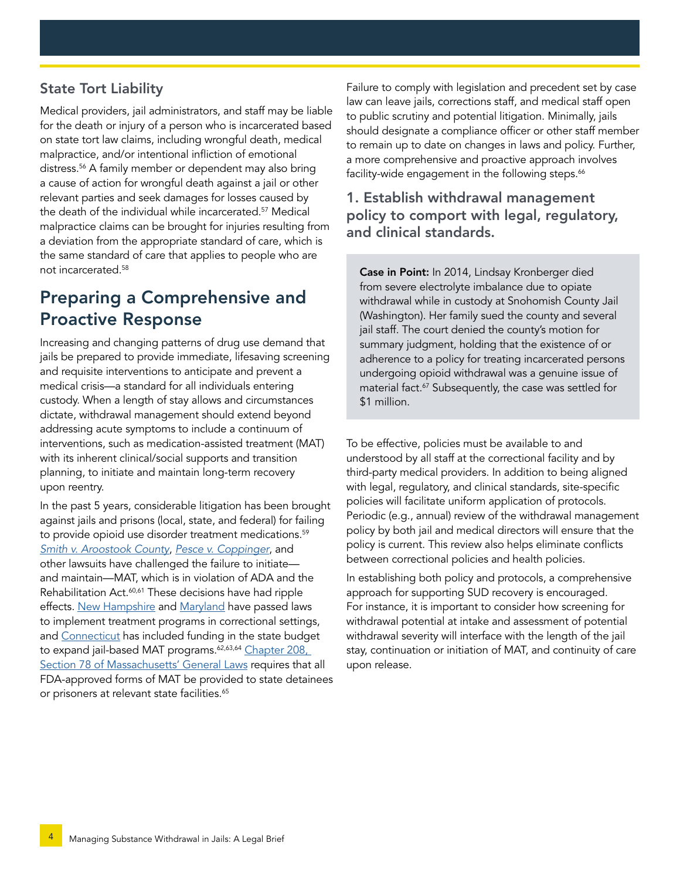### State Tort Liability

Medical providers, jail administrators, and staff may be liable for the death or injury of a person who is incarcerated based on state tort law claims, including wrongful death, medical malpractice, and/or intentional infliction of emotional distress.[56] A family member or dependent may also bring a cause of action for wrongful death against a jail or other relevant parties and seek damages for losses caused by the death of the individual while incarcerated.[57] Medical malpractice claims can be brought for injuries resulting from a deviation from the appropriate standard of care, which is the same standard of care that applies to people who are not incarcerated.[58]

## Preparing a Comprehensive and Proactive Response

Increasing and changing patterns of drug use demand that jails be prepared to provide immediate, lifesaving screening and requisite interventions to anticipate and prevent a medical crisis—a standard for all individuals entering custody. When a length of stay allows and circumstances dictate, withdrawal management should extend beyond addressing acute symptoms to include a continuum of interventions, such as medication-assisted treatment (MAT) with its inherent clinical/social supports and transition planning, to initiate and maintain long-term recovery upon reentry.

In the past 5 years, considerable litigation has been brought against jails and prisons (local, state, and federal) for failing to provide opioid use disorder treatment medications.[59] *Smith v. Aroostook County*, *Pesce v. Coppinger*, and other lawsuits have challenged the failure to initiate—and maintain—MAT, which is in violation of ADA and the Rehabilitation Act.[60,61] These decisions have had ripple effects. New Hampshire and Maryland have passed laws to implement treatment programs in correctional settings, and Connecticut has included funding in the state budget to expand jail-based MAT programs.[62,63,64] Chapter 208, Section 78 of Massachusetts' General Laws requires that all FDA-approved forms of MAT be provided to state detainees or prisoners at relevant state facilities.[65]

Failure to comply with legislation and precedent set by case law can leave jails, corrections staff, and medical staff open to public scrutiny and potential litigation. Minimally, jails should designate a compliance officer or other staff member to remain up to date on changes in laws and policy. Further, a more comprehensive and proactive approach involves facility-wide engagement in the following steps.[66]

### 1. Establish withdrawal management policy to comport with legal, regulatory, and clinical standards.

> **Case in Point:** In 2014, Lindsay Kronberger died from severe electrolyte imbalance due to opiate withdrawal while in custody at Snohomish County Jail (Washington). Her family sued the county and several jail staff. The court denied the county's motion for summary judgment, holding that the existence of or adherence to a policy for treating incarcerated persons undergoing opioid withdrawal was a genuine issue of material fact.[67] Subsequently, the case was settled for $1 million.

To be effective, policies must be available to and understood by all staff at the correctional facility and by third-party medical providers. In addition to being aligned with legal, regulatory, and clinical standards, site-specific policies will facilitate uniform application of protocols. Periodic (e.g., annual) review of the withdrawal management policy by both jail and medical directors will ensure that the policy is current. This review also helps eliminate conflicts between correctional policies and health policies.

In establishing both policy and protocols, a comprehensive approach for supporting SUD recovery is encouraged. For instance, it is important to consider how screening for withdrawal potential at intake and assessment of potential withdrawal severity will interface with the length of the jail stay, continuation or initiation of MAT, and continuity of care upon release.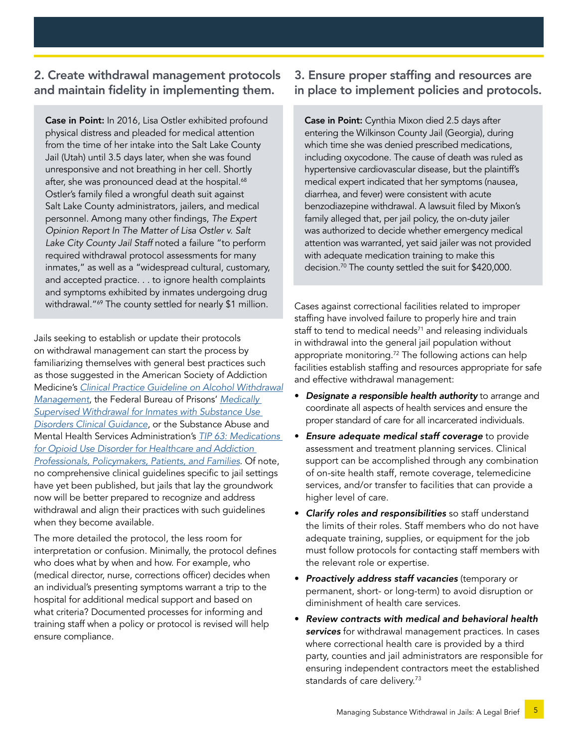## 2. Create withdrawal management protocols and maintain fidelity in implementing them.

**Case in Point:** In 2016, Lisa Ostler exhibited profound physical distress and pleaded for medical attention from the time of her intake into the Salt Lake County Jail (Utah) until 3.5 days later, when she was found unresponsive and not breathing in her cell. Shortly after, she was pronounced dead at the hospital.[68] Ostler's family filed a wrongful death suit against Salt Lake County administrators, jailers, and medical personnel. Among many other findings, *The Expert Opinion Report In The Matter of Lisa Ostler v. Salt Lake City County Jail Staff* noted a failure "to perform required withdrawal protocol assessments for many inmates," as well as a "widespread cultural, customary, and accepted practice. . . to ignore health complaints and symptoms exhibited by inmates undergoing drug withdrawal."[69] The county settled for nearly $1 million.

Jails seeking to establish or update their protocols on withdrawal management can start the process by familiarizing themselves with general best practices such as those suggested in the American Society of Addiction Medicine's *Clinical Practice Guideline on Alcohol Withdrawal Management*, the Federal Bureau of Prisons' *Medically Supervised Withdrawal for Inmates with Substance Use Disorders Clinical Guidance*, or the Substance Abuse and Mental Health Services Administration's *TIP 63: Medications for Opioid Use Disorder for Healthcare and Addiction Professionals, Policymakers, Patients, and Families.* Of note, no comprehensive clinical guidelines specific to jail settings have yet been published, but jails that lay the groundwork now will be better prepared to recognize and address withdrawal and align their practices with such guidelines when they become available.

The more detailed the protocol, the less room for interpretation or confusion. Minimally, the protocol defines who does what by when and how. For example, who (medical director, nurse, corrections officer) decides when an individual's presenting symptoms warrant a trip to the hospital for additional medical support and based on what criteria? Documented processes for informing and training staff when a policy or protocol is revised will help ensure compliance.

## 3. Ensure proper staffing and resources are in place to implement policies and protocols.

**Case in Point:** Cynthia Mixon died 2.5 days after entering the Wilkinson County Jail (Georgia), during which time she was denied prescribed medications, including oxycodone. The cause of death was ruled as hypertensive cardiovascular disease, but the plaintiff's medical expert indicated that her symptoms (nausea, diarrhea, and fever) were consistent with acute benzodiazepine withdrawal. A lawsuit filed by Mixon's family alleged that, per jail policy, the on-duty jailer was authorized to decide whether emergency medical attention was warranted, yet said jailer was not provided with adequate medication training to make this decision.[70] The county settled the suit for $420,000.

Cases against correctional facilities related to improper staffing have involved failure to properly hire and train staff to tend to medical needs[71] and releasing individuals in withdrawal into the general jail population without appropriate monitoring.[72] The following actions can help facilities establish staffing and resources appropriate for safe and effective withdrawal management:

- ***Designate a responsible health authority*** to arrange and coordinate all aspects of health services and ensure the proper standard of care for all incarcerated individuals.
- ***Ensure adequate medical staff coverage*** to provide assessment and treatment planning services. Clinical support can be accomplished through any combination of on-site health staff, remote coverage, telemedicine services, and/or transfer to facilities that can provide a higher level of care.
- ***Clarify roles and responsibilities*** so staff understand the limits of their roles. Staff members who do not have adequate training, supplies, or equipment for the job must follow protocols for contacting staff members with the relevant role or expertise.
- ***Proactively address staff vacancies*** (temporary or permanent, short- or long-term) to avoid disruption or diminishment of health care services.
- ***Review contracts with medical and behavioral health services*** for withdrawal management practices. In cases where correctional health care is provided by a third party, counties and jail administrators are responsible for ensuring independent contractors meet the established standards of care delivery.[73]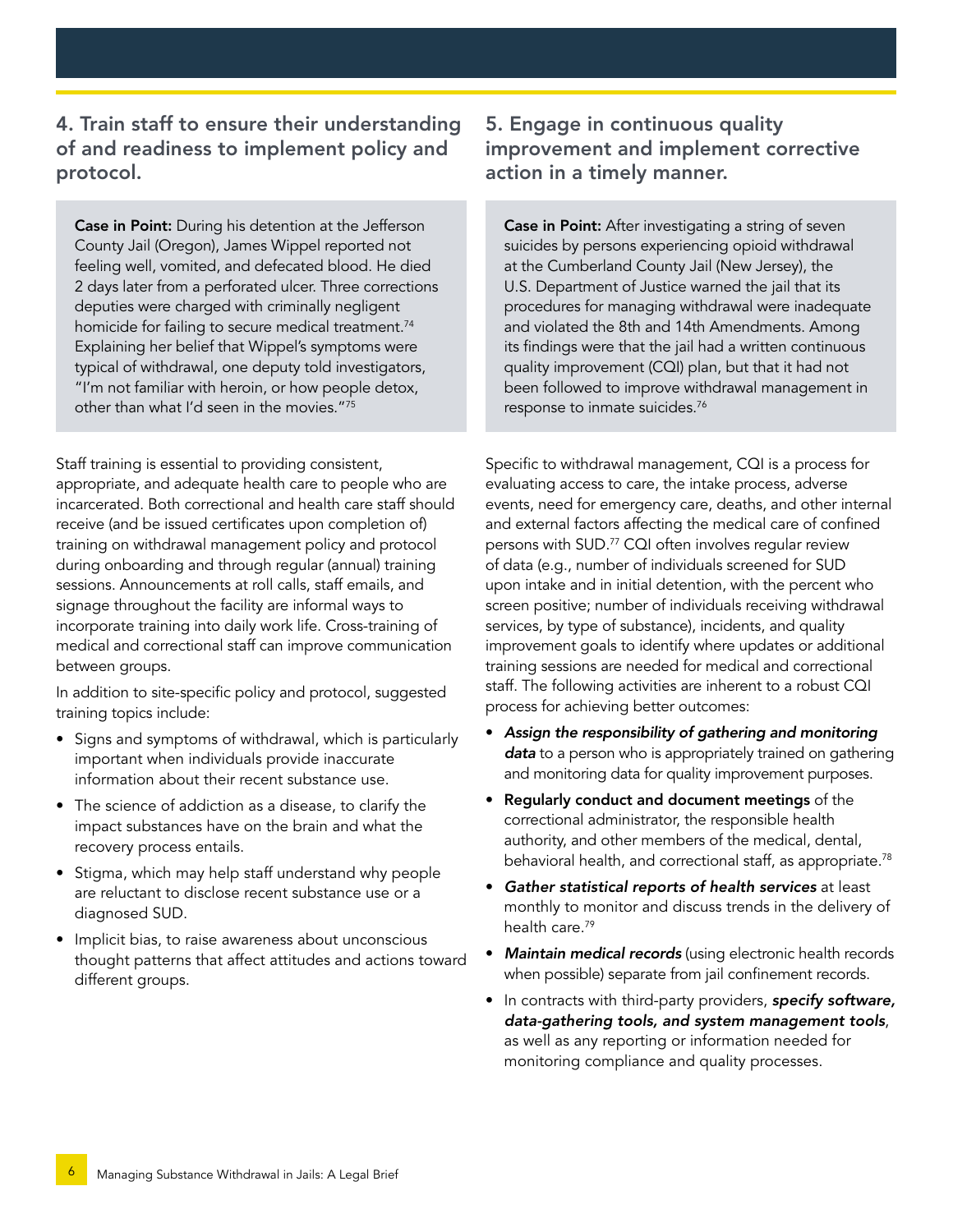## 4. Train staff to ensure their understanding of and readiness to implement policy and protocol.

**Case in Point:** During his detention at the Jefferson County Jail (Oregon), James Wippel reported not feeling well, vomited, and defecated blood. He died 2 days later from a perforated ulcer. Three corrections deputies were charged with criminally negligent homicide for failing to secure medical treatment.[74] Explaining her belief that Wippel's symptoms were typical of withdrawal, one deputy told investigators, "I'm not familiar with heroin, or how people detox, other than what I'd seen in the movies."[75]

Staff training is essential to providing consistent, appropriate, and adequate health care to people who are incarcerated. Both correctional and health care staff should receive (and be issued certificates upon completion of) training on withdrawal management policy and protocol during onboarding and through regular (annual) training sessions. Announcements at roll calls, staff emails, and signage throughout the facility are informal ways to incorporate training into daily work life. Cross-training of medical and correctional staff can improve communication between groups.

In addition to site-specific policy and protocol, suggested training topics include:

- Signs and symptoms of withdrawal, which is particularly important when individuals provide inaccurate information about their recent substance use.
- The science of addiction as a disease, to clarify the impact substances have on the brain and what the recovery process entails.
- Stigma, which may help staff understand why people are reluctant to disclose recent substance use or a diagnosed SUD.
- Implicit bias, to raise awareness about unconscious thought patterns that affect attitudes and actions toward different groups.

## 5. Engage in continuous quality improvement and implement corrective action in a timely manner.

**Case in Point:** After investigating a string of seven suicides by persons experiencing opioid withdrawal at the Cumberland County Jail (New Jersey), the U.S. Department of Justice warned the jail that its procedures for managing withdrawal were inadequate and violated the 8th and 14th Amendments. Among its findings were that the jail had a written continuous quality improvement (CQI) plan, but that it had not been followed to improve withdrawal management in response to inmate suicides.[76]

Specific to withdrawal management, CQI is a process for evaluating access to care, the intake process, adverse events, need for emergency care, deaths, and other internal and external factors affecting the medical care of confined persons with SUD.[77] CQI often involves regular review of data (e.g., number of individuals screened for SUD upon intake and in initial detention, with the percent who screen positive; number of individuals receiving withdrawal services, by type of substance), incidents, and quality improvement goals to identify where updates or additional training sessions are needed for medical and correctional staff. The following activities are inherent to a robust CQI process for achieving better outcomes:

- ***Assign the responsibility of gathering and monitoring data*** to a person who is appropriately trained on gathering and monitoring data for quality improvement purposes.
- **Regularly conduct and document meetings** of the correctional administrator, the responsible health authority, and other members of the medical, dental, behavioral health, and correctional staff, as appropriate.[78]
- ***Gather statistical reports of health services*** at least monthly to monitor and discuss trends in the delivery of health care.[79]
- ***Maintain medical records*** (using electronic health records when possible) separate from jail confinement records.
- In contracts with third-party providers, ***specify software, data-gathering tools, and system management tools***, as well as any reporting or information needed for monitoring compliance and quality processes.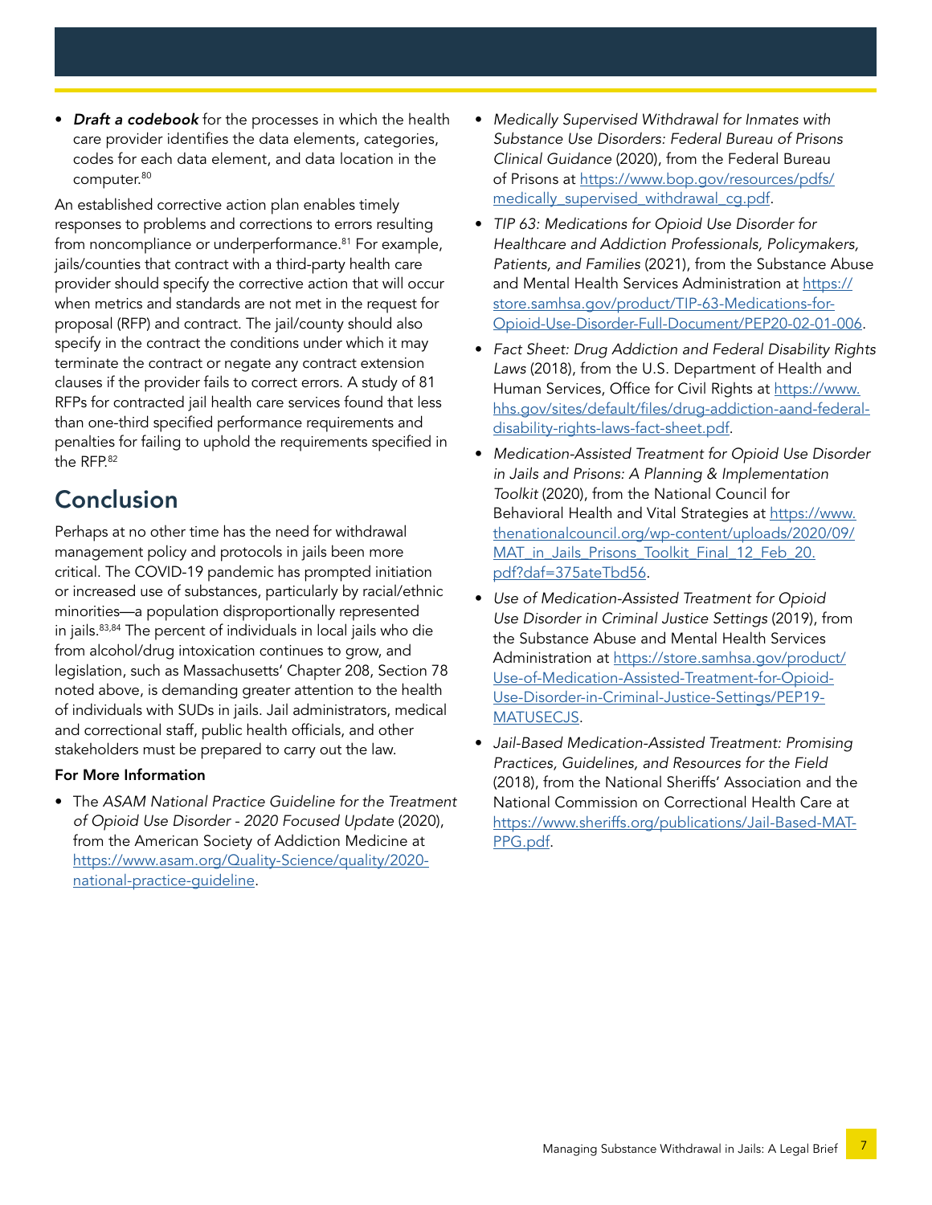- ***Draft a codebook*** for the processes in which the health care provider identifies the data elements, categories, codes for each data element, and data location in the computer.[80]

An established corrective action plan enables timely responses to problems and corrections to errors resulting from noncompliance or underperformance.[81] For example, jails/counties that contract with a third-party health care provider should specify the corrective action that will occur when metrics and standards are not met in the request for proposal (RFP) and contract. The jail/county should also specify in the contract the conditions under which it may terminate the contract or negate any contract extension clauses if the provider fails to correct errors. A study of 81 RFPs for contracted jail health care services found that less than one-third specified performance requirements and penalties for failing to uphold the requirements specified in the RFP.[82]

## Conclusion

Perhaps at no other time has the need for withdrawal management policy and protocols in jails been more critical. The COVID-19 pandemic has prompted initiation or increased use of substances, particularly by racial/ethnic minorities—a population disproportionally represented in jails.[83,84] The percent of individuals in local jails who die from alcohol/drug intoxication continues to grow, and legislation, such as Massachusetts' Chapter 208, Section 78 noted above, is demanding greater attention to the health of individuals with SUDs in jails. Jail administrators, medical and correctional staff, public health officials, and other stakeholders must be prepared to carry out the law.

### For More Information

- The *ASAM National Practice Guideline for the Treatment of Opioid Use Disorder - 2020 Focused Update* (2020), from the American Society of Addiction Medicine at https://www.asam.org/Quality-Science/quality/2020-national-practice-guideline.
- *Medically Supervised Withdrawal for Inmates with Substance Use Disorders: Federal Bureau of Prisons Clinical Guidance* (2020), from the Federal Bureau of Prisons at https://www.bop.gov/resources/pdfs/medically_supervised_withdrawal_cg.pdf.
- *TIP 63: Medications for Opioid Use Disorder for Healthcare and Addiction Professionals, Policymakers, Patients, and Families* (2021), from the Substance Abuse and Mental Health Services Administration at https://store.samhsa.gov/product/TIP-63-Medications-for-Opioid-Use-Disorder-Full-Document/PEP20-02-01-006.
- *Fact Sheet: Drug Addiction and Federal Disability Rights Laws* (2018), from the U.S. Department of Health and Human Services, Office for Civil Rights at https://www.hhs.gov/sites/default/files/drug-addiction-aand-federal-disability-rights-laws-fact-sheet.pdf.
- *Medication-Assisted Treatment for Opioid Use Disorder in Jails and Prisons: A Planning & Implementation Toolkit* (2020), from the National Council for Behavioral Health and Vital Strategies at https://www.thenationalcouncil.org/wp-content/uploads/2020/09/MAT_in_Jails_Prisons_Toolkit_Final_12_Feb_20.pdf?daf=375ateTbd56.
- *Use of Medication-Assisted Treatment for Opioid Use Disorder in Criminal Justice Settings* (2019), from the Substance Abuse and Mental Health Services Administration at https://store.samhsa.gov/product/Use-of-Medication-Assisted-Treatment-for-Opioid-Use-Disorder-in-Criminal-Justice-Settings/PEP19-MATUSECJS.
- *Jail-Based Medication-Assisted Treatment: Promising Practices, Guidelines, and Resources for the Field* (2018), from the National Sheriffs' Association and the National Commission on Correctional Health Care at https://www.sheriffs.org/publications/Jail-Based-MAT-PPG.pdf.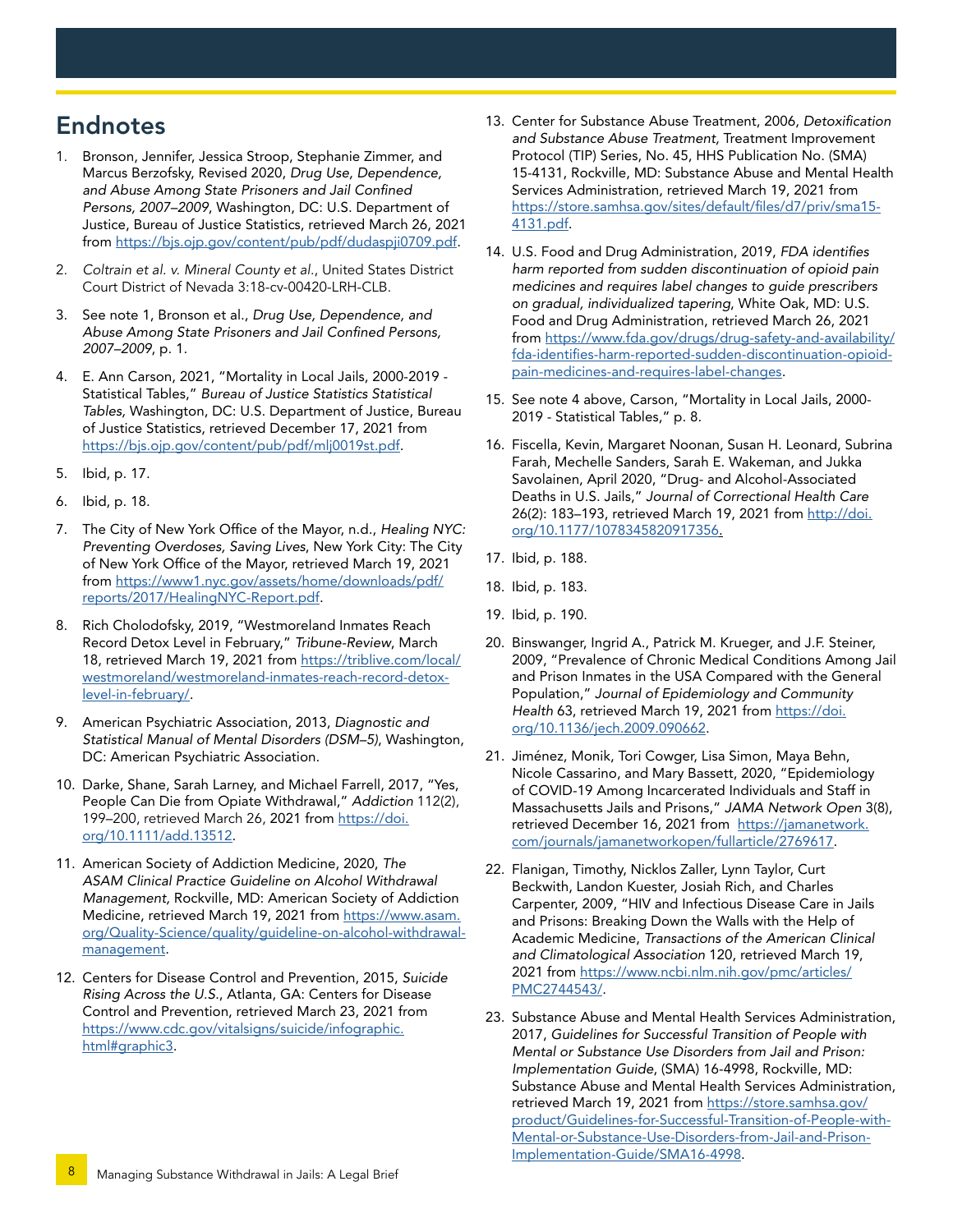## Endnotes

1. Bronson, Jennifer, Jessica Stroop, Stephanie Zimmer, and Marcus Berzofsky, Revised 2020, *Drug Use, Dependence, and Abuse Among State Prisoners and Jail Confined Persons, 2007–2009*, Washington, DC: U.S. Department of Justice, Bureau of Justice Statistics, retrieved March 26, 2021 from https://bjs.ojp.gov/content/pub/pdf/dudaspji0709.pdf.

2. *Coltrain et al. v. Mineral County et al.*, United States District Court District of Nevada 3:18-cv-00420-LRH-CLB.

3. See note 1, Bronson et al., *Drug Use, Dependence, and Abuse Among State Prisoners and Jail Confined Persons, 2007–2009*, p. 1.

4. E. Ann Carson, 2021, "Mortality in Local Jails, 2000-2019 - Statistical Tables," *Bureau of Justice Statistics Statistical Tables,* Washington, DC: U.S. Department of Justice, Bureau of Justice Statistics, retrieved December 17, 2021 from https://bjs.ojp.gov/content/pub/pdf/mlj0019st.pdf.

5. Ibid, p. 17.

6. Ibid, p. 18.

7. The City of New York Office of the Mayor, n.d., *Healing NYC: Preventing Overdoses, Saving Lives*, New York City: The City of New York Office of the Mayor, retrieved March 19, 2021 from https://www1.nyc.gov/assets/home/downloads/pdf/reports/2017/HealingNYC-Report.pdf.

8. Rich Cholodofsky, 2019, "Westmoreland Inmates Reach Record Detox Level in February," *Tribune-Review*, March 18, retrieved March 19, 2021 from https://triblive.com/local/westmoreland/westmoreland-inmates-reach-record-detox-level-in-february/.

9. American Psychiatric Association, 2013, *Diagnostic and Statistical Manual of Mental Disorders (DSM–5)*, Washington, DC: American Psychiatric Association.

10. Darke, Shane, Sarah Larney, and Michael Farrell, 2017, "Yes, People Can Die from Opiate Withdrawal," *Addiction* 112(2), 199–200, retrieved March 26, 2021 from https://doi.org/10.1111/add.13512.

11. American Society of Addiction Medicine, 2020, *The ASAM Clinical Practice Guideline on Alcohol Withdrawal Management,* Rockville, MD: American Society of Addiction Medicine, retrieved March 19, 2021 from https://www.asam.org/Quality-Science/quality/guideline-on-alcohol-withdrawal-management.

12. Centers for Disease Control and Prevention, 2015, *Suicide Rising Across the U.S.*, Atlanta, GA: Centers for Disease Control and Prevention, retrieved March 23, 2021 from https://www.cdc.gov/vitalsigns/suicide/infographic.html#graphic3.

13. Center for Substance Abuse Treatment, 2006, *Detoxification and Substance Abuse Treatment,* Treatment Improvement Protocol (TIP) Series, No. 45, HHS Publication No. (SMA) 15-4131, Rockville, MD: Substance Abuse and Mental Health Services Administration, retrieved March 19, 2021 from https://store.samhsa.gov/sites/default/files/d7/priv/sma15-4131.pdf.

14. U.S. Food and Drug Administration, 2019, *FDA identifies harm reported from sudden discontinuation of opioid pain medicines and requires label changes to guide prescribers on gradual, individualized tapering*, White Oak, MD: U.S. Food and Drug Administration, retrieved March 26, 2021 from https://www.fda.gov/drugs/drug-safety-and-availability/fda-identifies-harm-reported-sudden-discontinuation-opioid-pain-medicines-and-requires-label-changes.

15. See note 4 above, Carson, "Mortality in Local Jails, 2000-2019 - Statistical Tables," p. 8.

16. Fiscella, Kevin, Margaret Noonan, Susan H. Leonard, Subrina Farah, Mechelle Sanders, Sarah E. Wakeman, and Jukka Savolainen, April 2020, "Drug- and Alcohol-Associated Deaths in U.S. Jails," *Journal of Correctional Health Care* 26(2): 183–193, retrieved March 19, 2021 from http://doi.org/10.1177/1078345820917356.

17. Ibid, p. 188.

18. Ibid, p. 183.

19. Ibid, p. 190.

20. Binswanger, Ingrid A., Patrick M. Krueger, and J.F. Steiner, 2009, "Prevalence of Chronic Medical Conditions Among Jail and Prison Inmates in the USA Compared with the General Population," *Journal of Epidemiology and Community Health* 63, retrieved March 19, 2021 from https://doi.org/10.1136/jech.2009.090662.

21. Jiménez, Monik, Tori Cowger, Lisa Simon, Maya Behn, Nicole Cassarino, and Mary Bassett, 2020, "Epidemiology of COVID-19 Among Incarcerated Individuals and Staff in Massachusetts Jails and Prisons," *JAMA Network Open* 3(8), retrieved December 16, 2021 from https://jamanetwork.com/journals/jamanetworkopen/fullarticle/2769617.

22. Flanigan, Timothy, Nicklos Zaller, Lynn Taylor, Curt Beckwith, Landon Kuester, Josiah Rich, and Charles Carpenter, 2009, "HIV and Infectious Disease Care in Jails and Prisons: Breaking Down the Walls with the Help of Academic Medicine, *Transactions of the American Clinical and Climatological Association* 120, retrieved March 19, 2021 from https://www.ncbi.nlm.nih.gov/pmc/articles/PMC2744543/.

23. Substance Abuse and Mental Health Services Administration, 2017, *Guidelines for Successful Transition of People with Mental or Substance Use Disorders from Jail and Prison: Implementation Guide*, (SMA) 16-4998, Rockville, MD: Substance Abuse and Mental Health Services Administration, retrieved March 19, 2021 from https://store.samhsa.gov/product/Guidelines-for-Successful-Transition-of-People-with-Mental-or-Substance-Use-Disorders-from-Jail-and-Prison-Implementation-Guide/SMA16-4998.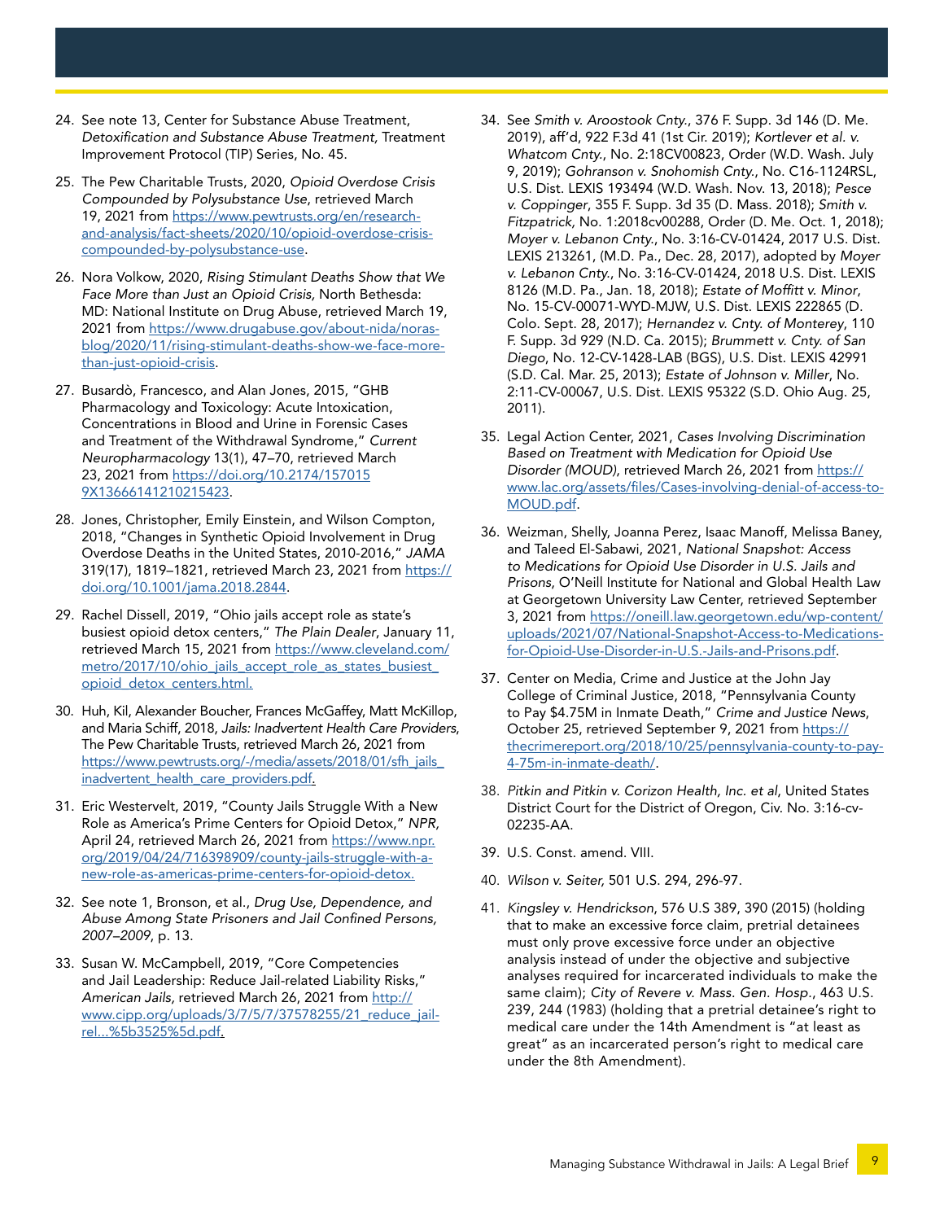24. See note 13, Center for Substance Abuse Treatment, *Detoxification and Substance Abuse Treatment,* Treatment Improvement Protocol (TIP) Series, No. 45.

25. The Pew Charitable Trusts, 2020, *Opioid Overdose Crisis Compounded by Polysubstance Use*, retrieved March 19, 2021 from https://www.pewtrusts.org/en/research-and-analysis/fact-sheets/2020/10/opioid-overdose-crisis-compounded-by-polysubstance-use.

26. Nora Volkow, 2020, *Rising Stimulant Deaths Show that We Face More than Just an Opioid Crisis,* North Bethesda: MD: National Institute on Drug Abuse, retrieved March 19, 2021 from https://www.drugabuse.gov/about-nida/noras-blog/2020/11/rising-stimulant-deaths-show-we-face-more-than-just-opioid-crisis.

27. Busardò, Francesco, and Alan Jones, 2015, "GHB Pharmacology and Toxicology: Acute Intoxication, Concentrations in Blood and Urine in Forensic Cases and Treatment of the Withdrawal Syndrome," *Current Neuropharmacology* 13(1), 47–70, retrieved March 23, 2021 from https://doi.org/10.2174/1570159X13666141210215423.

28. Jones, Christopher, Emily Einstein, and Wilson Compton, 2018, "Changes in Synthetic Opioid Involvement in Drug Overdose Deaths in the United States, 2010-2016," *JAMA* 319(17), 1819–1821, retrieved March 23, 2021 from https://doi.org/10.1001/jama.2018.2844.

29. Rachel Dissell, 2019, "Ohio jails accept role as state's busiest opioid detox centers," *The Plain Dealer*, January 11, retrieved March 15, 2021 from https://www.cleveland.com/metro/2017/10/ohio_jails_accept_role_as_states_busiest_opioid_detox_centers.html.

30. Huh, Kil, Alexander Boucher, Frances McGaffey, Matt McKillop, and Maria Schiff, 2018, *Jails: Inadvertent Health Care Providers*, The Pew Charitable Trusts, retrieved March 26, 2021 from https://www.pewtrusts.org/-/media/assets/2018/01/sfh_jails_inadvertent_health_care_providers.pdf.

31. Eric Westervelt, 2019, "County Jails Struggle With a New Role as America's Prime Centers for Opioid Detox," *NPR*, April 24, retrieved March 26, 2021 from https://www.npr.org/2019/04/24/716398909/county-jails-struggle-with-a-new-role-as-americas-prime-centers-for-opioid-detox.

32. See note 1, Bronson, et al., *Drug Use, Dependence, and Abuse Among State Prisoners and Jail Confined Persons, 2007–2009*, p. 13.

33. Susan W. McCampbell, 2019, "Core Competencies and Jail Leadership: Reduce Jail-related Liability Risks," *American Jails,* retrieved March 26, 2021 from http://www.cipp.org/uploads/3/7/5/7/37578255/21_reduce_jail-rel...%5b3525%5d.pdf.

34. See *Smith v. Aroostook Cnty.*, 376 F. Supp. 3d 146 (D. Me. 2019), aff'd, 922 F.3d 41 (1st Cir. 2019); *Kortlever et al. v. Whatcom Cnty.*, No. 2:18CV00823, Order (W.D. Wash. July 9, 2019); *Gohranson v. Snohomish Cnty.*, No. C16-1124RSL, U.S. Dist. LEXIS 193494 (W.D. Wash. Nov. 13, 2018); *Pesce v. Coppinger*, 355 F. Supp. 3d 35 (D. Mass. 2018); *Smith v. Fitzpatrick,* No. 1:2018cv00288, Order (D. Me. Oct. 1, 2018); *Moyer v. Lebanon Cnty.*, No. 3:16-CV-01424, 2017 U.S. Dist. LEXIS 213261, (M.D. Pa., Dec. 28, 2017), adopted by *Moyer v. Lebanon Cnty.*, No. 3:16-CV-01424, 2018 U.S. Dist. LEXIS 8126 (M.D. Pa., Jan. 18, 2018); *Estate of Moffitt v. Minor*, No. 15-CV-00071-WYD-MJW, U.S. Dist. LEXIS 222865 (D. Colo. Sept. 28, 2017); *Hernandez v. Cnty. of Monterey*, 110 F. Supp. 3d 929 (N.D. Ca. 2015); *Brummett v. Cnty. of San Diego*, No. 12-CV-1428-LAB (BGS), U.S. Dist. LEXIS 42991 (S.D. Cal. Mar. 25, 2013); *Estate of Johnson v. Miller*, No. 2:11-CV-00067, U.S. Dist. LEXIS 95322 (S.D. Ohio Aug. 25, 2011).

35. Legal Action Center, 2021, *Cases Involving Discrimination Based on Treatment with Medication for Opioid Use Disorder (MOUD)*, retrieved March 26, 2021 from https://www.lac.org/assets/files/Cases-involving-denial-of-access-to-MOUD.pdf.

36. Weizman, Shelly, Joanna Perez, Isaac Manoff, Melissa Baney, and Taleed El-Sabawi, 2021, *National Snapshot: Access to Medications for Opioid Use Disorder in U.S. Jails and Prisons*, O'Neill Institute for National and Global Health Law at Georgetown University Law Center, retrieved September 3, 2021 from https://oneill.law.georgetown.edu/wp-content/uploads/2021/07/National-Snapshot-Access-to-Medications-for-Opioid-Use-Disorder-in-U.S.-Jails-and-Prisons.pdf.

37. Center on Media, Crime and Justice at the John Jay College of Criminal Justice, 2018, "Pennsylvania County to Pay $4.75M in Inmate Death," *Crime and Justice News*, October 25, retrieved September 9, 2021 from https://thecrimereport.org/2018/10/25/pennsylvania-county-to-pay-4-75m-in-inmate-death/.

38. *Pitkin and Pitkin v. Corizon Health, Inc. et al*, United States District Court for the District of Oregon, Civ. No. 3:16-cv-02235-AA.

39. U.S. Const. amend. VIII.

40. *Wilson v. Seiter,* 501 U.S. 294, 296-97.

41. *Kingsley v. Hendrickson*, 576 U.S 389, 390 (2015) (holding that to make an excessive force claim, pretrial detainees must only prove excessive force under an objective analysis instead of under the objective and subjective analyses required for incarcerated individuals to make the same claim); *City of Revere v. Mass. Gen. Hosp.*, 463 U.S. 239, 244 (1983) (holding that a pretrial detainee's right to medical care under the 14th Amendment is "at least as great" as an incarcerated person's right to medical care under the 8th Amendment).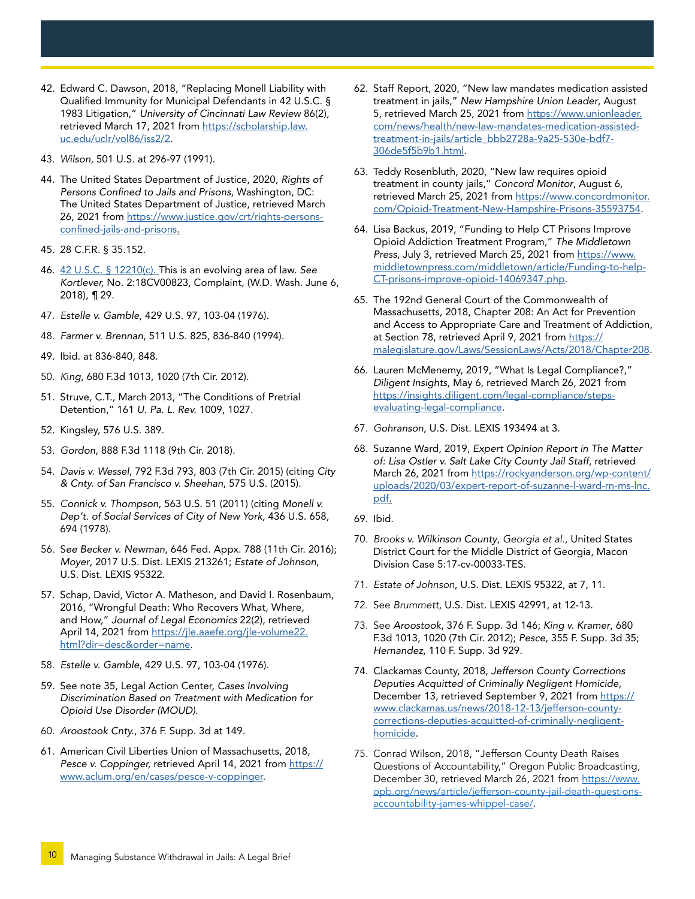42. Edward C. Dawson, 2018, "Replacing Monell Liability with Qualified Immunity for Municipal Defendants in 42 U.S.C. § 1983 Litigation," *University of Cincinnati Law Review* 86(2), retrieved March 17, 2021 from https://scholarship.law.uc.edu/uclr/vol86/iss2/2.
43. *Wilson*, 501 U.S. at 296-97 (1991).
44. The United States Department of Justice, 2020, *Rights of Persons Confined to Jails and Prisons*, Washington, DC: The United States Department of Justice, retrieved March 26, 2021 from https://www.justice.gov/crt/rights-persons-confined-jails-and-prisons.
45. 28 C.F.R. § 35.152.
46. 42 U.S.C. § 12210(c). This is an evolving area of law. *See Kortlever,* No. 2:18CV00823, Complaint, (W.D. Wash. June 6, 2018), ¶ 29.
47. *Estelle v. Gamble*, 429 U.S. 97, 103-04 (1976).
48. *Farmer v. Brennan*, 511 U.S. 825, 836-840 (1994).
49. Ibid. at 836-840, 848.
50. *King*, 680 F.3d 1013, 1020 (7th Cir. 2012).
51. Struve, C.T., March 2013, "The Conditions of Pretrial Detention," 161 *U. Pa. L. Rev.* 1009, 1027.
52. Kingsley, 576 U.S. 389.
53. *Gordon*, 888 F.3d 1118 (9th Cir. 2018).
54. *Davis v. Wessel*, 792 F.3d 793, 803 (7th Cir. 2015) (citing *City & Cnty. of San Francisco v. Sheehan*, 575 U.S. (2015).
55. *Connick v. Thompson*, 563 U.S. 51 (2011) (citing *Monell v. Dep't. of Social Services of City of New York*, 436 U.S. 658, 694 (1978).
56. S*ee Becker v. Newman*, 646 Fed. Appx. 788 (11th Cir. 2016); *Moyer*, 2017 U.S. Dist. LEXIS 213261; *Estate of Johnson*, U.S. Dist. LEXIS 95322.
57. Schap, David, Victor A. Matheson, and David I. Rosenbaum, 2016, "Wrongful Death: Who Recovers What, Where, and How," *Journal of Legal Economics* 22(2), retrieved April 14, 2021 from https://jle.aaefe.org/jle-volume22.html?dir=desc&order=name.
58. *Estelle v. Gamble*, 429 U.S. 97, 103-04 (1976).
59. See note 35, Legal Action Center, *Cases Involving Discrimination Based on Treatment with Medication for Opioid Use Disorder (MOUD).*
60. *Aroostook Cnty.*, 376 F. Supp. 3d at 149.
61. American Civil Liberties Union of Massachusetts, 2018, *Pesce v. Coppinger,* retrieved April 14, 2021 from https://www.aclum.org/en/cases/pesce-v-coppinger.
62. Staff Report, 2020, "New law mandates medication assisted treatment in jails," *New Hampshire Union Leader*, August 5, retrieved March 25, 2021 from https://www.unionleader.com/news/health/new-law-mandates-medication-assisted-treatment-in-jails/article_bbb2728a-9a25-530e-bdf7-306de5f5b9b1.html.
63. Teddy Rosenbluth, 2020, "New law requires opioid treatment in county jails," *Concord Monitor*, August 6, retrieved March 25, 2021 from https://www.concordmonitor.com/Opioid-Treatment-New-Hampshire-Prisons-35593754.
64. Lisa Backus, 2019, "Funding to Help CT Prisons Improve Opioid Addiction Treatment Program," *The Middletown Press*, July 3, retrieved March 25, 2021 from https://www.middletownpress.com/middletown/article/Funding-to-help-CT-prisons-improve-opioid-14069347.php.
65. The 192nd General Court of the Commonwealth of Massachusetts, 2018, Chapter 208: An Act for Prevention and Access to Appropriate Care and Treatment of Addiction, at Section 78, retrieved April 9, 2021 from https://malegislature.gov/Laws/SessionLaws/Acts/2018/Chapter208.
66. Lauren McMenemy, 2019, "What Is Legal Compliance?," *Diligent Insights*, May 6, retrieved March 26, 2021 from https://insights.diligent.com/legal-compliance/steps-evaluating-legal-compliance.
67. *Gohranson*, U.S. Dist. LEXIS 193494 at 3.
68. Suzanne Ward, 2019, *Expert Opinion Report in The Matter of: Lisa Ostler v. Salt Lake City County Jail Staff*, retrieved March 26, 2021 from https://rockyanderson.org/wp-content/uploads/2020/03/expert-report-of-suzanne-l-ward-rn-ms-lnc.pdf.
69. Ibid.
70. *Brooks v. Wilkinson County*, *Georgia et al.,* United States District Court for the Middle District of Georgia, Macon Division Case 5:17-cv-00033-TES.
71. *Estate of Johnson*, U.S. Dist. LEXIS 95322, at 7, 11.
72. See *Brummett*, U.S. Dist. LEXIS 42991, at 12-13.
73. See *Aroostook*, 376 F. Supp. 3d 146; *King v. Kramer*, 680 F.3d 1013, 1020 (7th Cir. 2012); *Pesce*, 355 F. Supp. 3d 35; *Hernandez*, 110 F. Supp. 3d 929.
74. Clackamas County, 2018, *Jefferson County Corrections Deputies Acquitted of Criminally Negligent Homicide*, December 13, retrieved September 9, 2021 from https://www.clackamas.us/news/2018-12-13/jefferson-county-corrections-deputies-acquitted-of-criminally-negligent-homicide.
75. Conrad Wilson, 2018, "Jefferson County Death Raises Questions of Accountability," Oregon Public Broadcasting, December 30, retrieved March 26, 2021 from https://www.opb.org/news/article/jefferson-county-jail-death-questions-accountability-james-whippel-case/.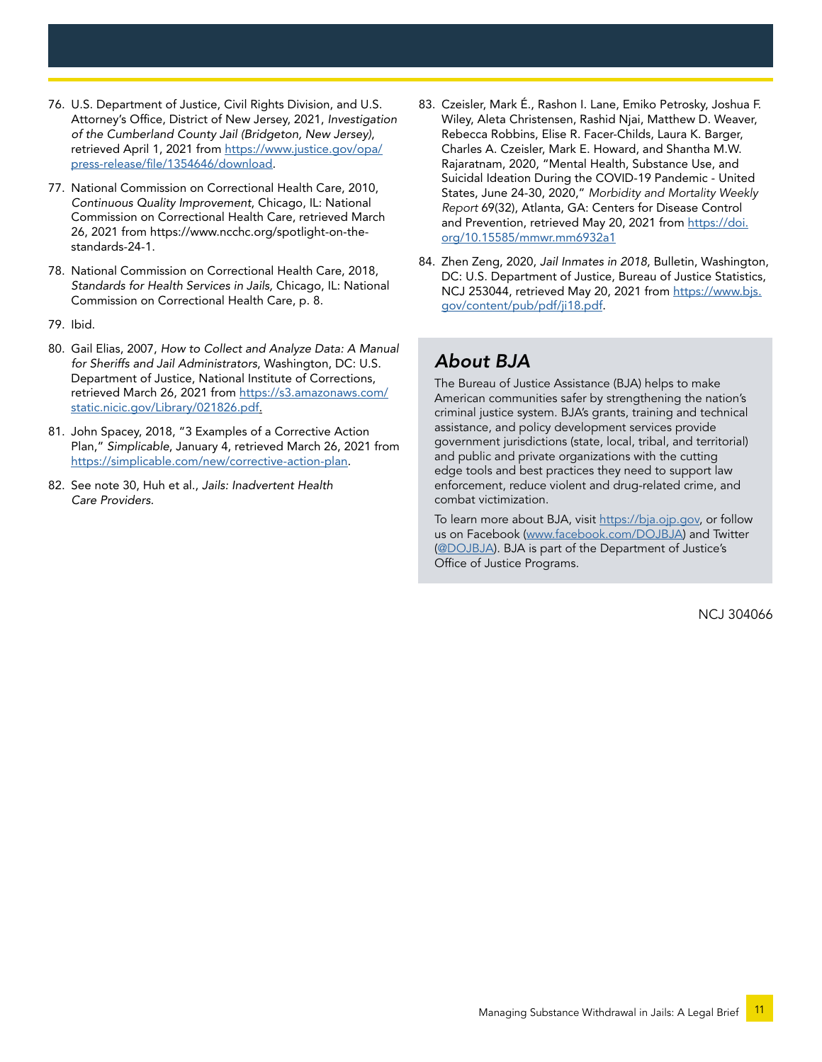76. U.S. Department of Justice, Civil Rights Division, and U.S. Attorney's Office, District of New Jersey, 2021, *Investigation of the Cumberland County Jail (Bridgeton, New Jersey)*, retrieved April 1, 2021 from https://www.justice.gov/opa/press-release/file/1354646/download.

77. National Commission on Correctional Health Care, 2010, *Continuous Quality Improvement*, Chicago, IL: National Commission on Correctional Health Care, retrieved March 26, 2021 from https://www.ncchc.org/spotlight-on-the-standards-24-1.

78. National Commission on Correctional Health Care, 2018, *Standards for Health Services in Jails,* Chicago, IL: National Commission on Correctional Health Care, p. 8.

79. Ibid.

80. Gail Elias, 2007, *How to Collect and Analyze Data: A Manual for Sheriffs and Jail Administrators*, Washington, DC: U.S. Department of Justice, National Institute of Corrections, retrieved March 26, 2021 from https://s3.amazonaws.com/static.nicic.gov/Library/021826.pdf.

81. John Spacey, 2018, "3 Examples of a Corrective Action Plan," *Simplicable*, January 4, retrieved March 26, 2021 from https://simplicable.com/new/corrective-action-plan.

82. See note 30, Huh et al., *Jails: Inadvertent Health Care Providers.*

83. Czeisler, Mark É., Rashon I. Lane, Emiko Petrosky, Joshua F. Wiley, Aleta Christensen, Rashid Njai, Matthew D. Weaver, Rebecca Robbins, Elise R. Facer-Childs, Laura K. Barger, Charles A. Czeisler, Mark E. Howard, and Shantha M.W. Rajaratnam, 2020, "Mental Health, Substance Use, and Suicidal Ideation During the COVID-19 Pandemic - United States, June 24-30, 2020," *Morbidity and Mortality Weekly Report* 69(32), Atlanta, GA: Centers for Disease Control and Prevention, retrieved May 20, 2021 from https://doi.org/10.15585/mmwr.mm6932a1

84. Zhen Zeng, 2020, *Jail Inmates in 2018*, Bulletin, Washington, DC: U.S. Department of Justice, Bureau of Justice Statistics, NCJ 253044, retrieved May 20, 2021 from https://www.bjs.gov/content/pub/pdf/ji18.pdf.

## *About BJA*

The Bureau of Justice Assistance (BJA) helps to make American communities safer by strengthening the nation's criminal justice system. BJA's grants, training and technical assistance, and policy development services provide government jurisdictions (state, local, tribal, and territorial) and public and private organizations with the cutting edge tools and best practices they need to support law enforcement, reduce violent and drug-related crime, and combat victimization.

To learn more about BJA, visit https://bja.ojp.gov, or follow us on Facebook (www.facebook.com/DOJBJA) and Twitter (@DOJBJA). BJA is part of the Department of Justice's Office of Justice Programs.

NCJ 304066